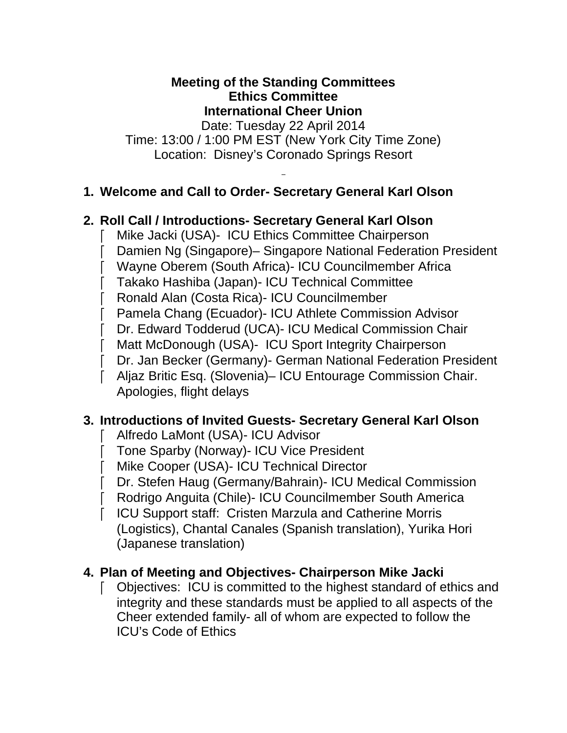**Meeting of the Standing Committees**
**Ethics Committee**
**International Cheer Union**

Date: Tuesday 22 April 2014
Time: 13:00 / 1:00 PM EST (New York City Time Zone)
Location: Disney's Coronado Springs Resort

1. **Welcome and Call to Order- Secretary General Karl Olson**

2. **Roll Call / Introductions- Secretary General Karl Olson**
   - Mike Jacki (USA)- ICU Ethics Committee Chairperson
   - Damien Ng (Singapore)– Singapore National Federation President
   - Wayne Oberem (South Africa)- ICU Councilmember Africa
   - Takako Hashiba (Japan)- ICU Technical Committee
   - Ronald Alan (Costa Rica)- ICU Councilmember
   - Pamela Chang (Ecuador)- ICU Athlete Commission Advisor
   - Dr. Edward Todderud (UCA)- ICU Medical Commission Chair
   - Matt McDonough (USA)- ICU Sport Integrity Chairperson
   - Dr. Jan Becker (Germany)- German National Federation President
   - Aljaz Britic Esq. (Slovenia)– ICU Entourage Commission Chair. Apologies, flight delays

3. **Introductions of Invited Guests- Secretary General Karl Olson**
   - Alfredo LaMont (USA)- ICU Advisor
   - Tone Sparby (Norway)- ICU Vice President
   - Mike Cooper (USA)- ICU Technical Director
   - Dr. Stefen Haug (Germany/Bahrain)- ICU Medical Commission
   - Rodrigo Anguita (Chile)- ICU Councilmember South America
   - ICU Support staff: Cristen Marzula and Catherine Morris (Logistics), Chantal Canales (Spanish translation), Yurika Hori (Japanese translation)

4. **Plan of Meeting and Objectives- Chairperson Mike Jacki**
   - Objectives: ICU is committed to the highest standard of ethics and integrity and these standards must be applied to all aspects of the Cheer extended family- all of whom are expected to follow the ICU's Code of Ethics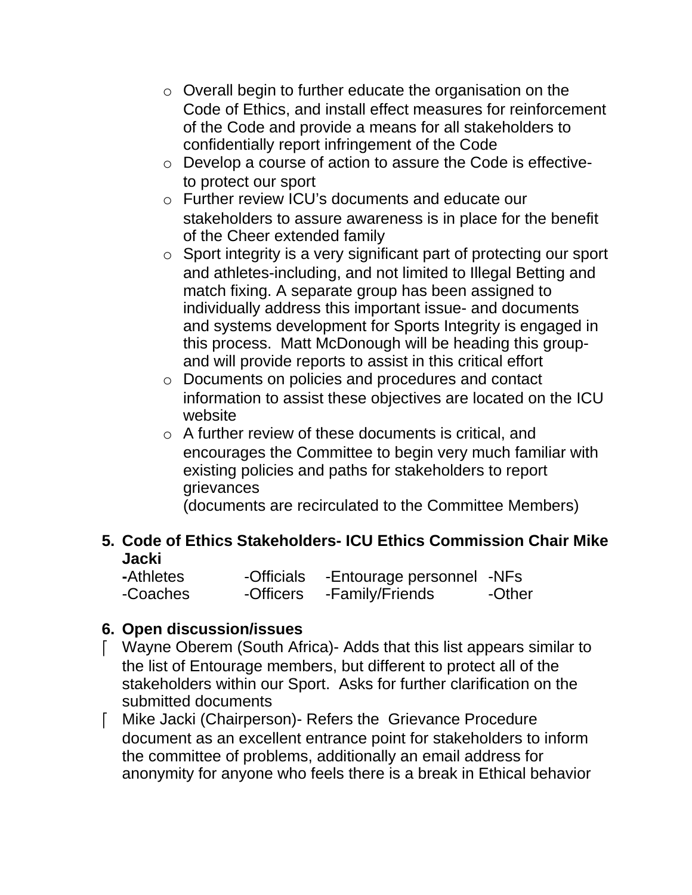- Overall begin to further educate the organisation on the Code of Ethics, and install effect measures for reinforcement of the Code and provide a means for all stakeholders to confidentially report infringement of the Code
- Develop a course of action to assure the Code is effective-to protect our sport
- Further review ICU's documents and educate our stakeholders to assure awareness is in place for the benefit of the Cheer extended family
- Sport integrity is a very significant part of protecting our sport and athletes-including, and not limited to Illegal Betting and match fixing. A separate group has been assigned to individually address this important issue- and documents and systems development for Sports Integrity is engaged in this process. Matt McDonough will be heading this group-and will provide reports to assist in this critical effort
- Documents on policies and procedures and contact information to assist these objectives are located on the ICU website
- A further review of these documents is critical, and encourages the Committee to begin very much familiar with existing policies and paths for stakeholders to report grievances
  (documents are recirculated to the Committee Members)

**5. Code of Ethics Stakeholders- ICU Ethics Commission Chair Mike Jacki**

| | | | |
|---|---|---|---|
| -Athletes | -Officials | -Entourage personnel | -NFs |
| -Coaches | -Officers | -Family/Friends | -Other |

**6. Open discussion/issues**

- Wayne Oberem (South Africa)- Adds that this list appears similar to the list of Entourage members, but different to protect all of the stakeholders within our Sport. Asks for further clarification on the submitted documents
- Mike Jacki (Chairperson)- Refers the Grievance Procedure document as an excellent entrance point for stakeholders to inform the committee of problems, additionally an email address for anonymity for anyone who feels there is a break in Ethical behavior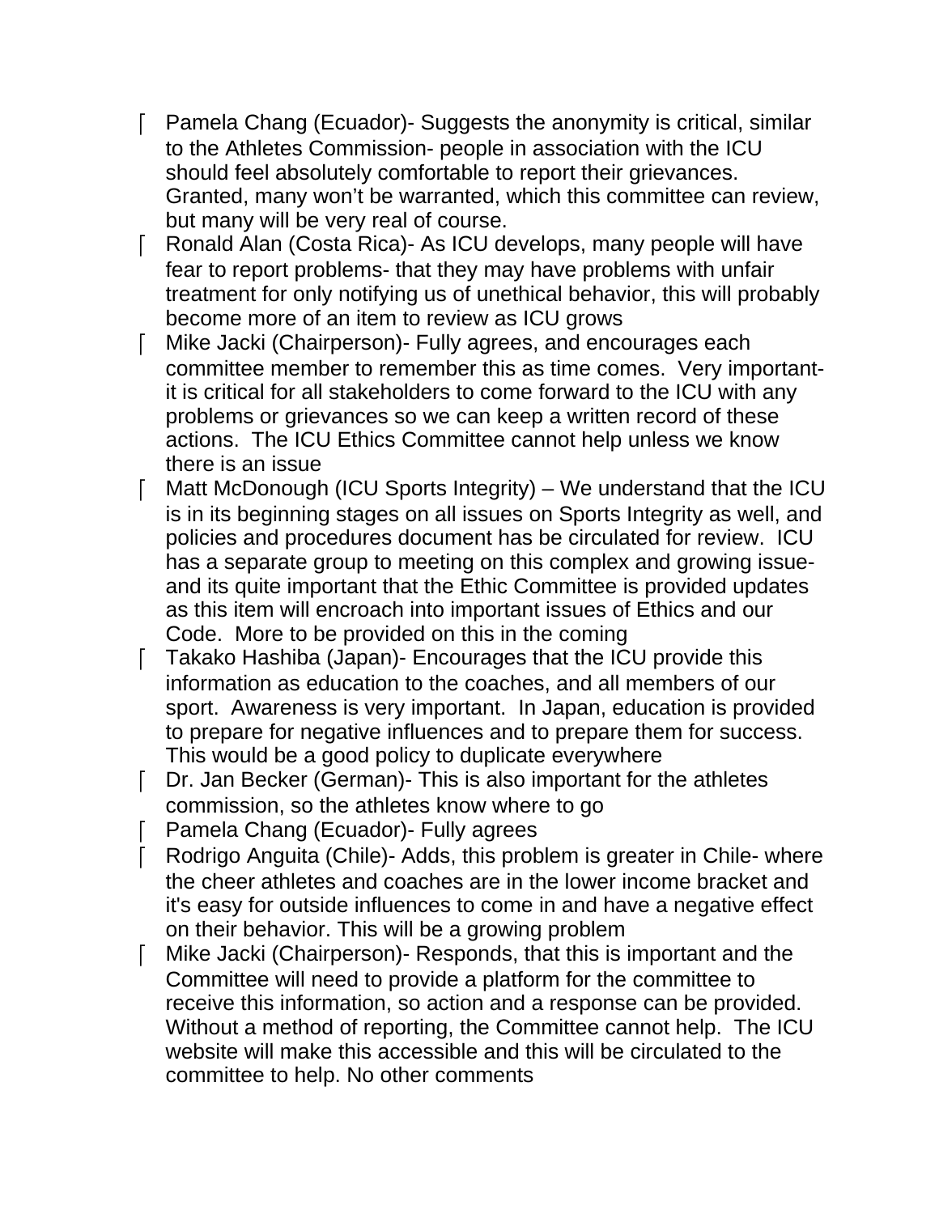- Pamela Chang (Ecuador)- Suggests the anonymity is critical, similar to the Athletes Commission- people in association with the ICU should feel absolutely comfortable to report their grievances. Granted, many won't be warranted, which this committee can review, but many will be very real of course.
- Ronald Alan (Costa Rica)- As ICU develops, many people will have fear to report problems- that they may have problems with unfair treatment for only notifying us of unethical behavior, this will probably become more of an item to review as ICU grows
- Mike Jacki (Chairperson)- Fully agrees, and encourages each committee member to remember this as time comes. Very important- it is critical for all stakeholders to come forward to the ICU with any problems or grievances so we can keep a written record of these actions. The ICU Ethics Committee cannot help unless we know there is an issue
- Matt McDonough (ICU Sports Integrity) – We understand that the ICU is in its beginning stages on all issues on Sports Integrity as well, and policies and procedures document has be circulated for review. ICU has a separate group to meeting on this complex and growing issue- and its quite important that the Ethic Committee is provided updates as this item will encroach into important issues of Ethics and our Code. More to be provided on this in the coming
- Takako Hashiba (Japan)- Encourages that the ICU provide this information as education to the coaches, and all members of our sport. Awareness is very important. In Japan, education is provided to prepare for negative influences and to prepare them for success. This would be a good policy to duplicate everywhere
- Dr. Jan Becker (German)- This is also important for the athletes commission, so the athletes know where to go
- Pamela Chang (Ecuador)- Fully agrees
- Rodrigo Anguita (Chile)- Adds, this problem is greater in Chile- where the cheer athletes and coaches are in the lower income bracket and it's easy for outside influences to come in and have a negative effect on their behavior. This will be a growing problem
- Mike Jacki (Chairperson)- Responds, that this is important and the Committee will need to provide a platform for the committee to receive this information, so action and a response can be provided. Without a method of reporting, the Committee cannot help. The ICU website will make this accessible and this will be circulated to the committee to help. No other comments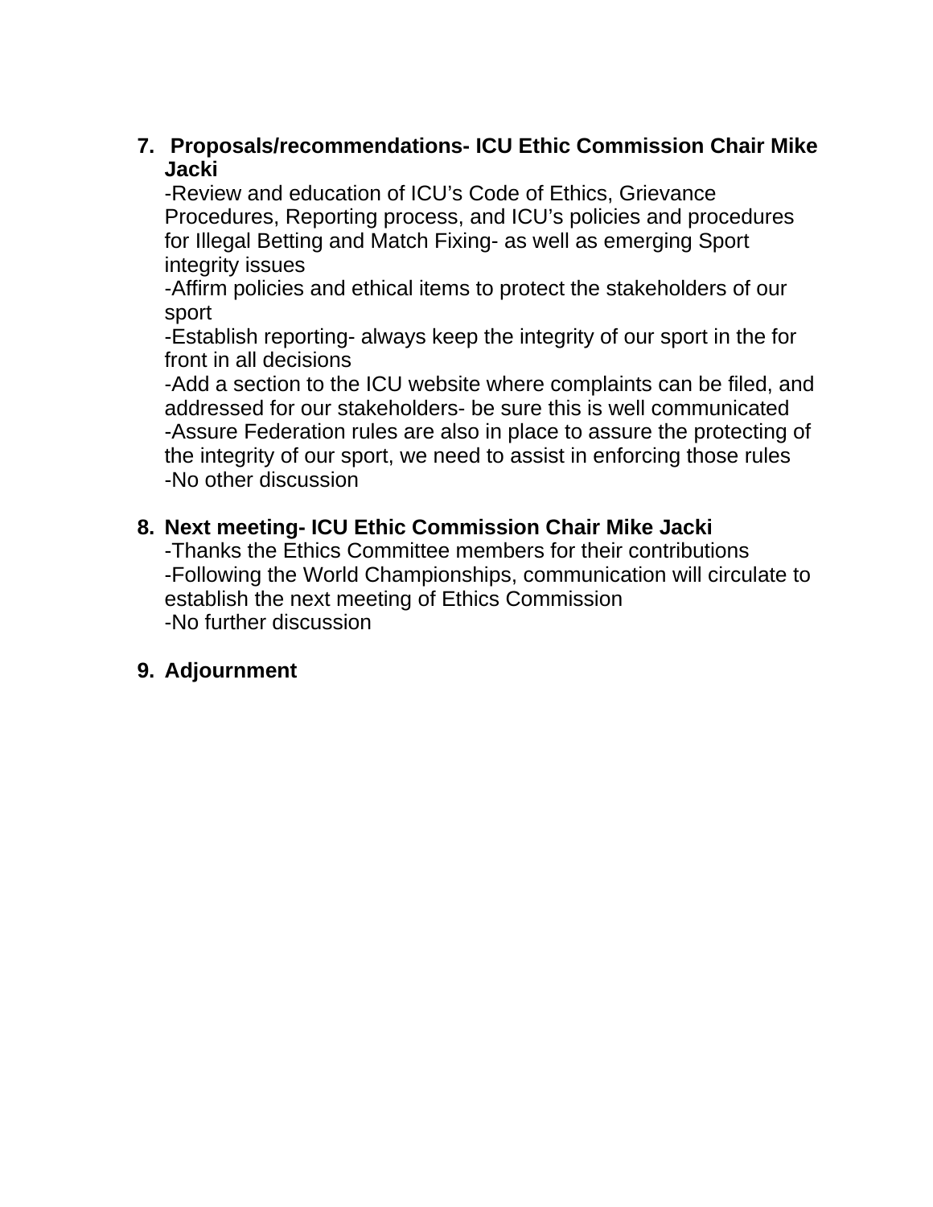7. **Proposals/recommendations- ICU Ethic Commission Chair Mike Jacki**
   -Review and education of ICU's Code of Ethics, Grievance Procedures, Reporting process, and ICU's policies and procedures for Illegal Betting and Match Fixing- as well as emerging Sport integrity issues
   -Affirm policies and ethical items to protect the stakeholders of our sport
   -Establish reporting- always keep the integrity of our sport in the for front in all decisions
   -Add a section to the ICU website where complaints can be filed, and addressed for our stakeholders- be sure this is well communicated
   -Assure Federation rules are also in place to assure the protecting of the integrity of our sport, we need to assist in enforcing those rules
   -No other discussion

8. **Next meeting- ICU Ethic Commission Chair Mike Jacki**
   -Thanks the Ethics Committee members for their contributions
   -Following the World Championships, communication will circulate to establish the next meeting of Ethics Commission
   -No further discussion

9. **Adjournment**